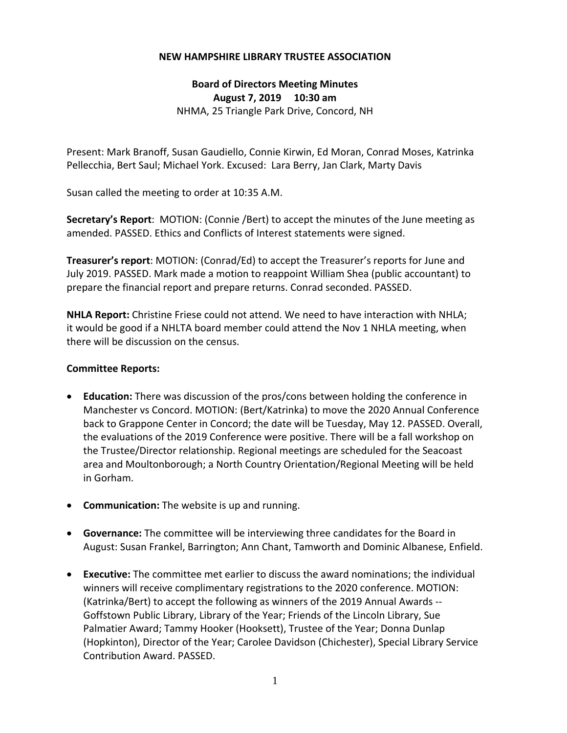**NEW HAMPSHIRE LIBRARY TRUSTEE ASSOCIATION**

**Board of Directors Meeting Minutes**
**August 7, 2019 10:30 am**
NHMA, 25 Triangle Park Drive, Concord, NH

Present: Mark Branoff, Susan Gaudiello, Connie Kirwin, Ed Moran, Conrad Moses, Katrinka Pellecchia, Bert Saul; Michael York. Excused: Lara Berry, Jan Clark, Marty Davis

Susan called the meeting to order at 10:35 A.M.

**Secretary's Report**: MOTION: (Connie /Bert) to accept the minutes of the June meeting as amended. PASSED. Ethics and Conflicts of Interest statements were signed.

**Treasurer's report**: MOTION: (Conrad/Ed) to accept the Treasurer's reports for June and July 2019. PASSED. Mark made a motion to reappoint William Shea (public accountant) to prepare the financial report and prepare returns. Conrad seconded. PASSED.

**NHLA Report:** Christine Friese could not attend. We need to have interaction with NHLA; it would be good if a NHLTA board member could attend the Nov 1 NHLA meeting, when there will be discussion on the census.

**Committee Reports:**

- **Education:** There was discussion of the pros/cons between holding the conference in Manchester vs Concord. MOTION: (Bert/Katrinka) to move the 2020 Annual Conference back to Grappone Center in Concord; the date will be Tuesday, May 12. PASSED. Overall, the evaluations of the 2019 Conference were positive. There will be a fall workshop on the Trustee/Director relationship. Regional meetings are scheduled for the Seacoast area and Moultonborough; a North Country Orientation/Regional Meeting will be held in Gorham.

- **Communication:** The website is up and running.

- **Governance:** The committee will be interviewing three candidates for the Board in August: Susan Frankel, Barrington; Ann Chant, Tamworth and Dominic Albanese, Enfield.

- **Executive:** The committee met earlier to discuss the award nominations; the individual winners will receive complimentary registrations to the 2020 conference. MOTION: (Katrinka/Bert) to accept the following as winners of the 2019 Annual Awards -- Goffstown Public Library, Library of the Year; Friends of the Lincoln Library, Sue Palmatier Award; Tammy Hooker (Hooksett), Trustee of the Year; Donna Dunlap (Hopkinton), Director of the Year; Carolee Davidson (Chichester), Special Library Service Contribution Award. PASSED.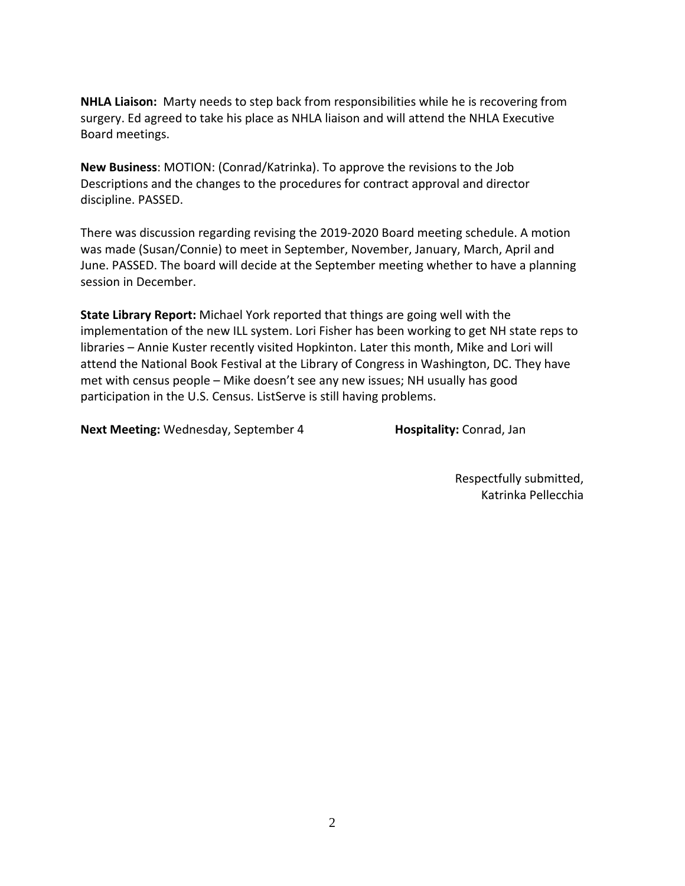**NHLA Liaison:** Marty needs to step back from responsibilities while he is recovering from surgery. Ed agreed to take his place as NHLA liaison and will attend the NHLA Executive Board meetings.

**New Business**: MOTION: (Conrad/Katrinka). To approve the revisions to the Job Descriptions and the changes to the procedures for contract approval and director discipline. PASSED.

There was discussion regarding revising the 2019-2020 Board meeting schedule. A motion was made (Susan/Connie) to meet in September, November, January, March, April and June. PASSED. The board will decide at the September meeting whether to have a planning session in December.

**State Library Report:** Michael York reported that things are going well with the implementation of the new ILL system. Lori Fisher has been working to get NH state reps to libraries – Annie Kuster recently visited Hopkinton. Later this month, Mike and Lori will attend the National Book Festival at the Library of Congress in Washington, DC. They have met with census people – Mike doesn't see any new issues; NH usually has good participation in the U.S. Census. ListServe is still having problems.

**Next Meeting:** Wednesday, September 4 **Hospitality:** Conrad, Jan

Respectfully submitted,
Katrinka Pellecchia